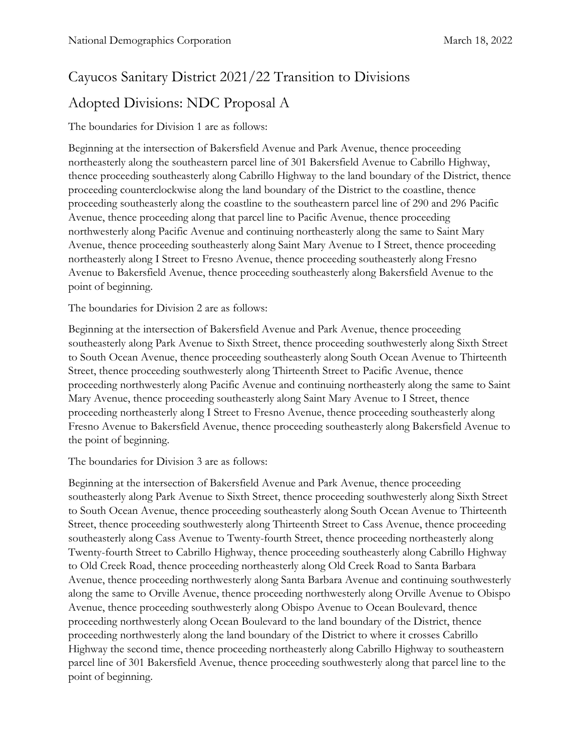# Cayucos Sanitary District 2021/22 Transition to Divisions

## Adopted Divisions: NDC Proposal A

The boundaries for Division 1 are as follows:

Beginning at the intersection of Bakersfield Avenue and Park Avenue, thence proceeding northeasterly along the southeastern parcel line of 301 Bakersfield Avenue to Cabrillo Highway, thence proceeding southeasterly along Cabrillo Highway to the land boundary of the District, thence proceeding counterclockwise along the land boundary of the District to the coastline, thence proceeding southeasterly along the coastline to the southeastern parcel line of 290 and 296 Pacific Avenue, thence proceeding along that parcel line to Pacific Avenue, thence proceeding northwesterly along Pacific Avenue and continuing northeasterly along the same to Saint Mary Avenue, thence proceeding southeasterly along Saint Mary Avenue to I Street, thence proceeding northeasterly along I Street to Fresno Avenue, thence proceeding southeasterly along Fresno Avenue to Bakersfield Avenue, thence proceeding southeasterly along Bakersfield Avenue to the point of beginning.

The boundaries for Division 2 are as follows:

Beginning at the intersection of Bakersfield Avenue and Park Avenue, thence proceeding southeasterly along Park Avenue to Sixth Street, thence proceeding southwesterly along Sixth Street to South Ocean Avenue, thence proceeding southeasterly along South Ocean Avenue to Thirteenth Street, thence proceeding southwesterly along Thirteenth Street to Pacific Avenue, thence proceeding northwesterly along Pacific Avenue and continuing northeasterly along the same to Saint Mary Avenue, thence proceeding southeasterly along Saint Mary Avenue to I Street, thence proceeding northeasterly along I Street to Fresno Avenue, thence proceeding southeasterly along Fresno Avenue to Bakersfield Avenue, thence proceeding southeasterly along Bakersfield Avenue to the point of beginning.

The boundaries for Division 3 are as follows:

Beginning at the intersection of Bakersfield Avenue and Park Avenue, thence proceeding southeasterly along Park Avenue to Sixth Street, thence proceeding southwesterly along Sixth Street to South Ocean Avenue, thence proceeding southeasterly along South Ocean Avenue to Thirteenth Street, thence proceeding southwesterly along Thirteenth Street to Cass Avenue, thence proceeding southeasterly along Cass Avenue to Twenty-fourth Street, thence proceeding northeasterly along Twenty-fourth Street to Cabrillo Highway, thence proceeding southeasterly along Cabrillo Highway to Old Creek Road, thence proceeding northeasterly along Old Creek Road to Santa Barbara Avenue, thence proceeding northwesterly along Santa Barbara Avenue and continuing southwesterly along the same to Orville Avenue, thence proceeding northwesterly along Orville Avenue to Obispo Avenue, thence proceeding southwesterly along Obispo Avenue to Ocean Boulevard, thence proceeding northwesterly along Ocean Boulevard to the land boundary of the District, thence proceeding northwesterly along the land boundary of the District to where it crosses Cabrillo Highway the second time, thence proceeding northeasterly along Cabrillo Highway to southeastern parcel line of 301 Bakersfield Avenue, thence proceeding southwesterly along that parcel line to the point of beginning.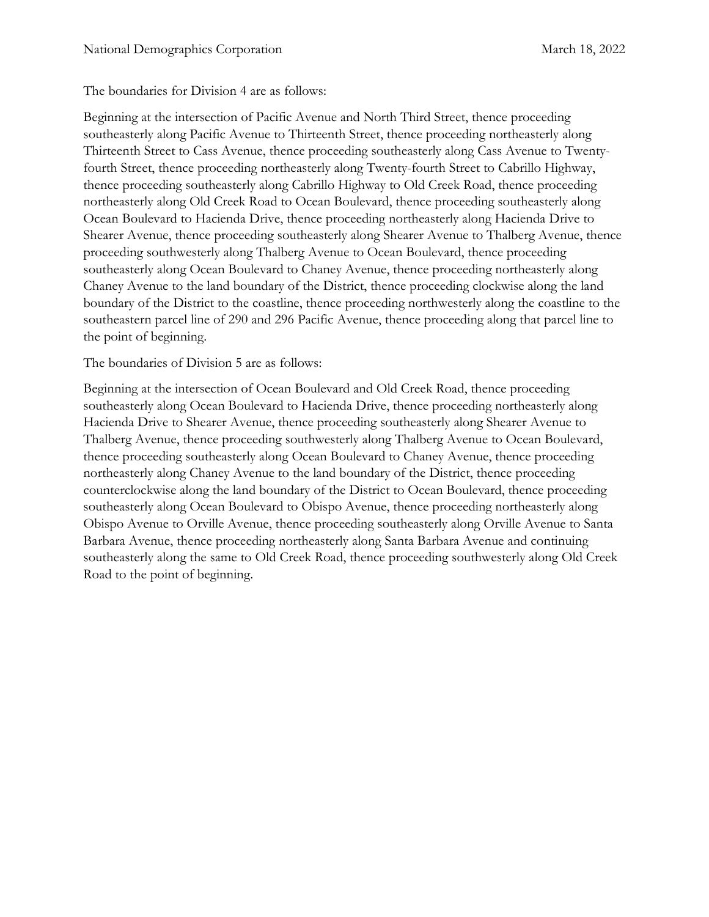The boundaries for Division 4 are as follows:

Beginning at the intersection of Pacific Avenue and North Third Street, thence proceeding southeasterly along Pacific Avenue to Thirteenth Street, thence proceeding northeasterly along Thirteenth Street to Cass Avenue, thence proceeding southeasterly along Cass Avenue to Twenty-fourth Street, thence proceeding northeasterly along Twenty-fourth Street to Cabrillo Highway, thence proceeding southeasterly along Cabrillo Highway to Old Creek Road, thence proceeding northeasterly along Old Creek Road to Ocean Boulevard, thence proceeding southeasterly along Ocean Boulevard to Hacienda Drive, thence proceeding northeasterly along Hacienda Drive to Shearer Avenue, thence proceeding southeasterly along Shearer Avenue to Thalberg Avenue, thence proceeding southwesterly along Thalberg Avenue to Ocean Boulevard, thence proceeding southeasterly along Ocean Boulevard to Chaney Avenue, thence proceeding northeasterly along Chaney Avenue to the land boundary of the District, thence proceeding clockwise along the land boundary of the District to the coastline, thence proceeding northwesterly along the coastline to the southeastern parcel line of 290 and 296 Pacific Avenue, thence proceeding along that parcel line to the point of beginning.

The boundaries of Division 5 are as follows:

Beginning at the intersection of Ocean Boulevard and Old Creek Road, thence proceeding southeasterly along Ocean Boulevard to Hacienda Drive, thence proceeding northeasterly along Hacienda Drive to Shearer Avenue, thence proceeding southeasterly along Shearer Avenue to Thalberg Avenue, thence proceeding southwesterly along Thalberg Avenue to Ocean Boulevard, thence proceeding southeasterly along Ocean Boulevard to Chaney Avenue, thence proceeding northeasterly along Chaney Avenue to the land boundary of the District, thence proceeding counterclockwise along the land boundary of the District to Ocean Boulevard, thence proceeding southeasterly along Ocean Boulevard to Obispo Avenue, thence proceeding northeasterly along Obispo Avenue to Orville Avenue, thence proceeding southeasterly along Orville Avenue to Santa Barbara Avenue, thence proceeding northeasterly along Santa Barbara Avenue and continuing southeasterly along the same to Old Creek Road, thence proceeding southwesterly along Old Creek Road to the point of beginning.